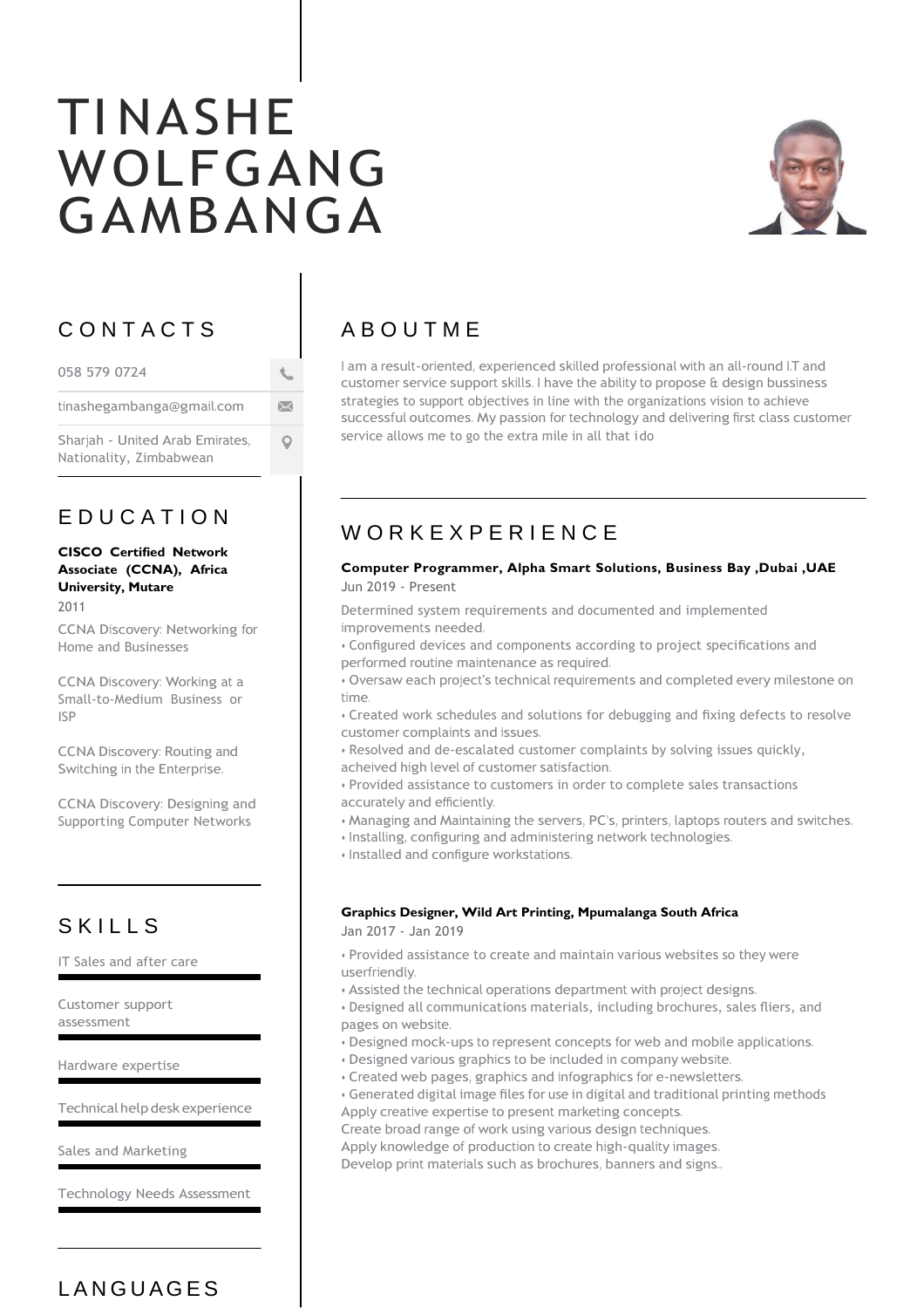# TINASHE WOLFGANG GAMBANGA

## CONTACTS

058 579 0724

tinashegambanga@gmail.com

Sharjah - United Arab Emirates, Nationality, Zimbabwean

## EDUCATION

**CISCO Certified Network Associate (CCNA), Africa University, Mutare**

2011

CCNA Discovery: Networking for Home and Businesses

CCNA Discovery: Working at a Small-to-Medium Business or ISP

CCNA Discovery: Routing and Switching in the Enterprise.

CCNA Discovery: Designing and Supporting Computer Networks

## SKILLS

IT Sales and after care

Customer support assessment

Hardware expertise

Technical help desk experience

Sales and Marketing

Technology Needs Assessment

## LANGUAGES

## ABOUTME

I am a result-oriented, experienced skilled professional with an all-round I.T and customer service support skills. I have the ability to propose & design bussiness strategies to support objectives in line with the organizations vision to achieve successful outcomes. My passion for technology and delivering first class customer service allows me to go the extra mile in all that ido

## WORKEXPERIENCE

**Computer Programmer, Alpha Smart Solutions, Business Bay ,Dubai ,UAE**

Jun 2019 - Present

Determined system requirements and documented and implemented improvements needed.

- Configured devices and components according to project specifications and performed routine maintenance as required.
- Oversaw each project's technical requirements and completed every milestone on time.
- Created work schedules and solutions for debugging and fixing defects to resolve customer complaints and issues.
- Resolved and de-escalated customer complaints by solving issues quickly, acheived high level of customer satisfaction.
- Provided assistance to customers in order to complete sales transactions accurately and efficiently.
- Managing and Maintaining the servers, PC's, printers, laptops routers and switches.
- Installing, configuring and administering network technologies.
- Installed and configure workstations.

**Graphics Designer, Wild Art Printing, Mpumalanga South Africa**

Jan 2017 - Jan 2019

- Provided assistance to create and maintain various websites so they were userfriendly.
- Assisted the technical operations department with project designs.
- Designed all communications materials, including brochures, sales fliers, and pages on website.
- Designed mock-ups to represent concepts for web and mobile applications.
- Designed various graphics to be included in company website.
- Created web pages, graphics and infographics for e-newsletters.
- Generated digital image files for use in digital and traditional printing methods

Apply creative expertise to present marketing concepts.

Create broad range of work using various design techniques.

Apply knowledge of production to create high-quality images.

Develop print materials such as brochures, banners and signs..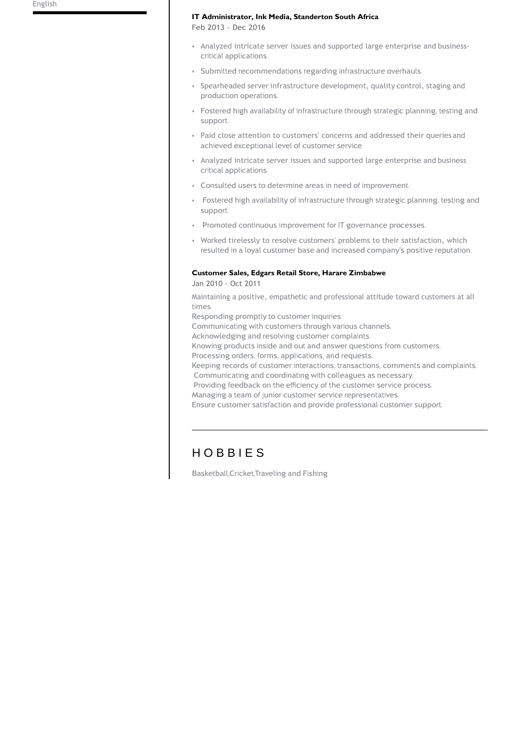English

**IT Administrator, Ink Media, Standerton South Africa**

Feb 2013 - Dec 2016

- Analyzed intricate server issues and supported large enterprise and business-critical applications.
- Submitted recommendations regarding infrastructure overhauls.
- Spearheaded server infrastructure development, quality control, staging and production operations.
- Fostered high availability of infrastructure through strategic planning, testing and support.
- Paid close attention to customers' concerns and addressed their queries and achieved exceptional level of customer service.
- Analyzed intricate server issues and supported large enterprise and business critical applications.
- Consulted users to determine areas in need of improvement.
- Fostered high availability of infrastructure through strategic planning, testing and support.
- Promoted continuous improvement for IT governance processes.
- Worked tirelessly to resolve customers' problems to their satisfaction, which resulted in a loyal customer base and increased company's positive reputation.

**Customer Sales, Edgars Retail Store, Harare Zimbabwe**

Jan 2010 - Oct 2011

Maintaining a positive, empathetic and professional attitude toward customers at all times.
Responding promptly to customer inquiries.
Communicating with customers through various channels.
Acknowledging and resolving customer complaints.
Knowing products inside and out and answer questions from customers.
Processing orders, forms, applications, and requests.
Keeping records of customer interactions, transactions, comments and complaints.
Communicating and coordinating with colleagues as necessary.
Providing feedback on the efficiency of the customer service process.
Managing a team of junior customer service representatives.
Ensure customer satisfaction and provide professional customer support.

## HOBBIES

Basketball,Cricket,Traveling and Fishing